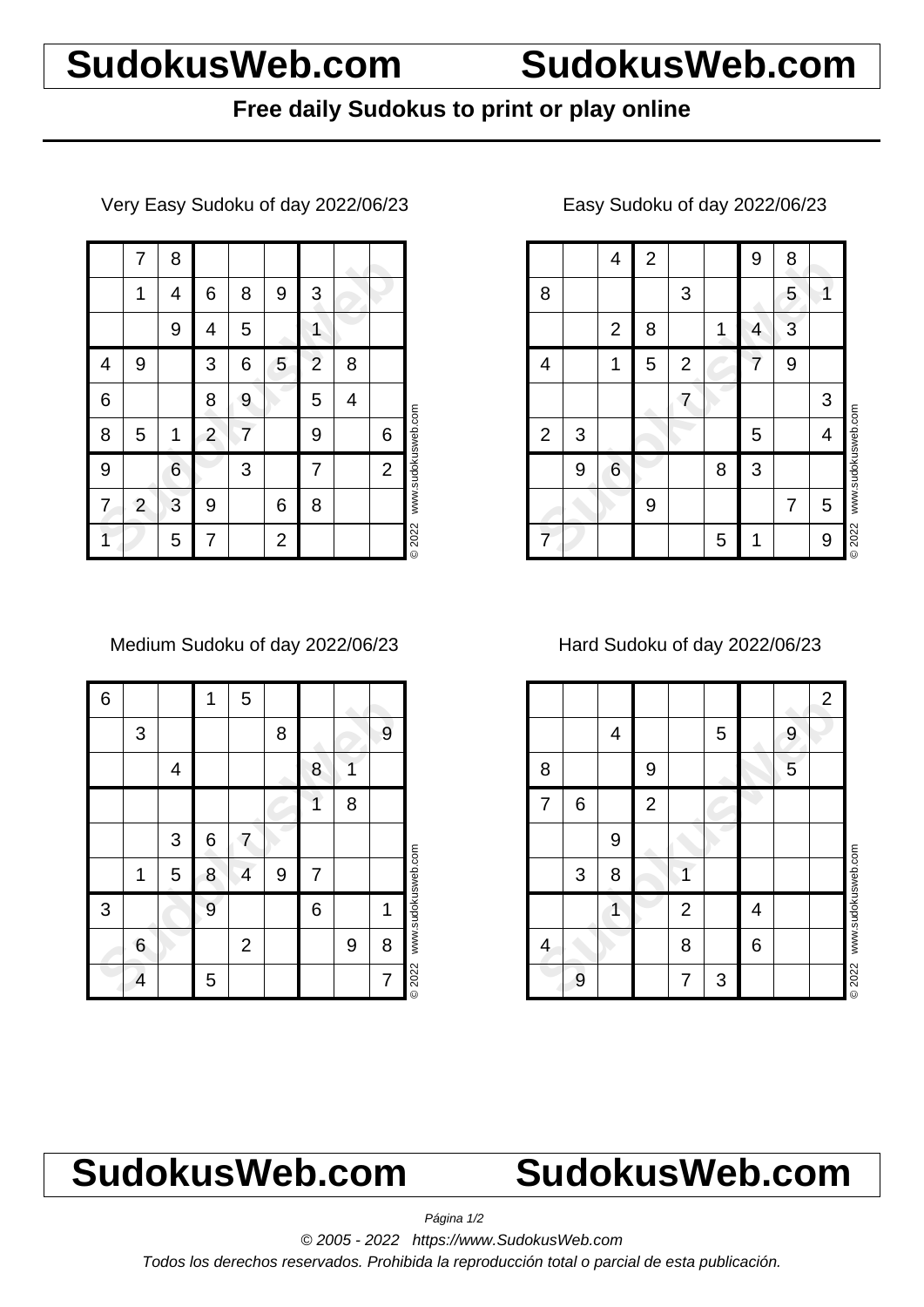# SudokusWeb.com

**Free daily Sudokus to print or play online**

### Very Easy Sudoku of day 2022/06/23

| | | | | | | | | |
|---|---|---|---|---|---|---|---|---|
| | 7 | 8 | | | | | | |
| | 1 | 4 | 6 | 8 | 9 | 3 | | |
| | | 9 | 4 | 5 | | 1 | | |
| 4 | 9 | | 3 | 6 | 5 | 2 | 8 | |
| 6 | | | 8 | 9 | | 5 | 4 | |
| 8 | 5 | 1 | 2 | 7 | | 9 | | 6 |
| 9 | | 6 | | 3 | | 7 | | 2 |
| 7 | 2 | 3 | 9 | | 6 | 8 | | |
| 1 | | 5 | 7 | | 2 | | | |

© 2022 www.sudokusweb.com

### Easy Sudoku of day 2022/06/23

| | | | | | | | | |
|---|---|---|---|---|---|---|---|---|
| | | 4 | 2 | | | 9 | 8 | |
| 8 | | | | 3 | | | 5 | 1 |
| | | 2 | 8 | | 1 | 4 | 3 | |
| 4 | | 1 | 5 | 2 | | 7 | 9 | |
| | | | | 7 | | | | 3 |
| 2 | 3 | | | | | 5 | | 4 |
| | 9 | 6 | | | 8 | 3 | | |
| | | | 9 | | | | 7 | 5 |
| 7 | | | | | 5 | 1 | | 9 |

© 2022 www.sudokusweb.com

### Medium Sudoku of day 2022/06/23

| | | | | | | | | |
|---|---|---|---|---|---|---|---|---|
| 6 | | | 1 | 5 | | | | |
| | 3 | | | | 8 | | | 9 |
| | | 4 | | | | 8 | 1 | |
| | | | | | | 1 | 8 | |
| | | 3 | 6 | 7 | | | | |
| | 1 | 5 | 8 | 4 | 9 | 7 | | |
| 3 | | | 9 | | | 6 | | 1 |
| | 6 | | | 2 | | | 9 | 8 |
| | 4 | | 5 | | | | | 7 |

© 2022 www.sudokusweb.com

### Hard Sudoku of day 2022/06/23

| | | | | | | | | |
|---|---|---|---|---|---|---|---|---|
| | | | | | | | | 2 |
| | | 4 | | | 5 | | 9 | |
| 8 | | | 9 | | | | 5 | |
| 7 | 6 | | 2 | | | | | |
| | | 9 | | | | | | |
| | 3 | 8 | | 1 | | | | |
| | | 1 | | 2 | | 4 | | |
| 4 | | | | 8 | | 6 | | |
| | 9 | | | 7 | 3 | | | |

© 2022 www.sudokusweb.com

# SudokusWeb.com

© 2005 - 2022 https://www.SudokusWeb.com

*Todos los derechos reservados. Prohibida la reproducción total o parcial de esta publicación.*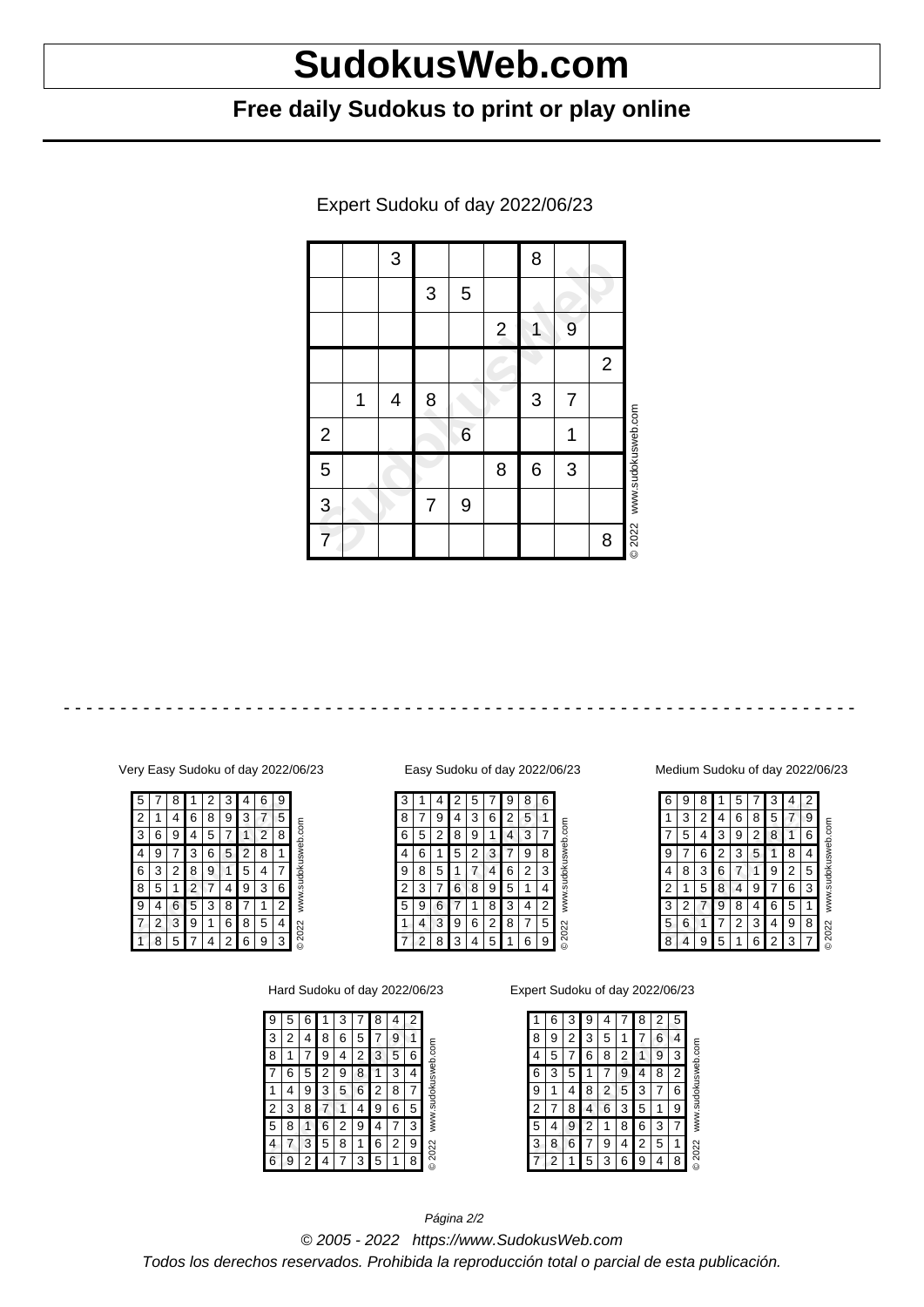# SudokusWeb.com

## Free daily Sudokus to print or play online

Expert Sudoku of day 2022/06/23

| | | | | | | | | |
|---|---|---|---|---|---|---|---|---|
| | | 3 | | | | 8 | | |
| | | | 3 | 5 | | | | |
| | | | | | 2 | 1 | 9 | |
| | | | | | | | | 2 |
| | 1 | 4 | 8 | | | 3 | 7 | |
| 2 | | | | 6 | | | 1 | |
| 5 | | | | | 8 | 6 | 3 | |
| 3 | | | 7 | 9 | | | | |
| 7 | | | | | | | | 8 |

© 2022 www.sudokusweb.com

- - - - - - - - - - - - - - - - - - - - - - - - - - - - - - - - - - - - - - - - - - - - - - - - - - - - - - - - - - - - - - - -

Very Easy Sudoku of day 2022/06/23

| | | | | | | | | |
|---|---|---|---|---|---|---|---|---|
| 5 | 7 | 8 | 1 | 2 | 3 | 4 | 6 | 9 |
| 2 | 1 | 4 | 6 | 8 | 9 | 3 | 7 | 5 |
| 3 | 6 | 9 | 4 | 5 | 7 | 1 | 2 | 8 |
| 4 | 9 | 7 | 3 | 6 | 5 | 2 | 8 | 1 |
| 6 | 3 | 2 | 8 | 9 | 1 | 5 | 4 | 7 |
| 8 | 5 | 1 | 2 | 7 | 4 | 9 | 3 | 6 |
| 9 | 4 | 6 | 5 | 3 | 8 | 7 | 1 | 2 |
| 7 | 2 | 3 | 9 | 1 | 6 | 8 | 5 | 4 |
| 1 | 8 | 5 | 7 | 4 | 2 | 6 | 9 | 3 |

© 2022 www.sudokusweb.com

Easy Sudoku of day 2022/06/23

| | | | | | | | | |
|---|---|---|---|---|---|---|---|---|
| 3 | 1 | 4 | 2 | 5 | 7 | 9 | 8 | 6 |
| 8 | 7 | 9 | 4 | 3 | 6 | 2 | 5 | 1 |
| 6 | 5 | 2 | 8 | 9 | 1 | 4 | 3 | 7 |
| 4 | 6 | 1 | 5 | 2 | 3 | 7 | 9 | 8 |
| 9 | 8 | 5 | 1 | 7 | 4 | 6 | 2 | 3 |
| 2 | 3 | 7 | 6 | 8 | 9 | 5 | 1 | 4 |
| 5 | 9 | 6 | 7 | 1 | 8 | 3 | 4 | 2 |
| 1 | 4 | 3 | 9 | 6 | 2 | 8 | 7 | 5 |
| 7 | 2 | 8 | 3 | 4 | 5 | 1 | 6 | 9 |

© 2022 www.sudokusweb.com

Medium Sudoku of day 2022/06/23

| | | | | | | | | |
|---|---|---|---|---|---|---|---|---|
| 6 | 9 | 8 | 1 | 5 | 7 | 3 | 4 | 2 |
| 1 | 3 | 2 | 4 | 6 | 8 | 5 | 7 | 9 |
| 7 | 5 | 4 | 3 | 9 | 2 | 8 | 1 | 6 |
| 9 | 7 | 6 | 2 | 3 | 5 | 1 | 8 | 4 |
| 4 | 8 | 3 | 6 | 7 | 1 | 9 | 2 | 5 |
| 2 | 1 | 5 | 8 | 4 | 9 | 7 | 6 | 3 |
| 3 | 2 | 7 | 9 | 8 | 4 | 6 | 5 | 1 |
| 5 | 6 | 1 | 7 | 2 | 3 | 4 | 9 | 8 |
| 8 | 4 | 9 | 5 | 1 | 6 | 2 | 3 | 7 |

© 2022 www.sudokusweb.com

Hard Sudoku of day 2022/06/23

| | | | | | | | | |
|---|---|---|---|---|---|---|---|---|
| 9 | 5 | 6 | 1 | 3 | 7 | 8 | 4 | 2 |
| 3 | 2 | 4 | 8 | 6 | 5 | 7 | 9 | 1 |
| 8 | 1 | 7 | 9 | 4 | 2 | 3 | 5 | 6 |
| 7 | 6 | 5 | 2 | 9 | 8 | 1 | 3 | 4 |
| 1 | 4 | 9 | 3 | 5 | 6 | 2 | 8 | 7 |
| 2 | 3 | 8 | 7 | 1 | 4 | 9 | 6 | 5 |
| 5 | 8 | 1 | 6 | 2 | 9 | 4 | 7 | 3 |
| 4 | 7 | 3 | 5 | 8 | 1 | 6 | 2 | 9 |
| 6 | 9 | 2 | 4 | 7 | 3 | 5 | 1 | 8 |

© 2022 www.sudokusweb.com

Expert Sudoku of day 2022/06/23

| | | | | | | | | |
|---|---|---|---|---|---|---|---|---|
| 1 | 6 | 3 | 9 | 4 | 7 | 8 | 2 | 5 |
| 8 | 9 | 2 | 3 | 5 | 1 | 7 | 6 | 4 |
| 4 | 5 | 7 | 6 | 8 | 2 | 1 | 9 | 3 |
| 6 | 3 | 5 | 1 | 7 | 9 | 4 | 8 | 2 |
| 9 | 1 | 4 | 8 | 2 | 5 | 3 | 7 | 6 |
| 2 | 7 | 8 | 4 | 6 | 3 | 5 | 1 | 9 |
| 5 | 4 | 9 | 2 | 1 | 8 | 6 | 3 | 7 |
| 3 | 8 | 6 | 7 | 9 | 4 | 2 | 5 | 1 |
| 7 | 2 | 1 | 5 | 3 | 6 | 9 | 4 | 8 |

© 2022 www.sudokusweb.com

*© 2005 - 2022 https://www.SudokusWeb.com*

*Todos los derechos reservados. Prohibida la reproducción total o parcial de esta publicación.*